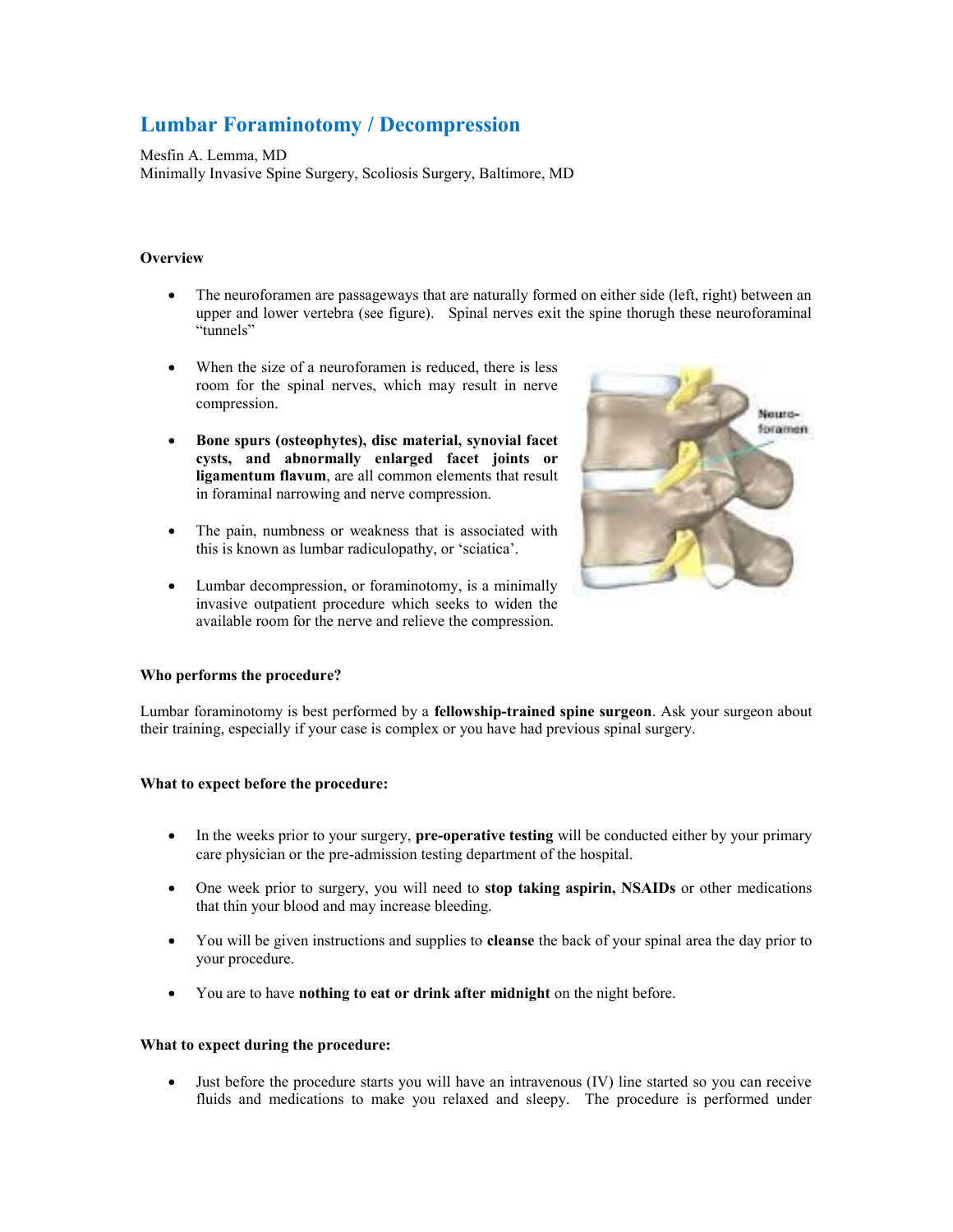# Lumbar Foraminotomy / Decompression

Mesfin A. Lemma, MD
Minimally Invasive Spine Surgery, Scoliosis Surgery, Baltimore, MD

**Overview**

- The neuroforamen are passageways that are naturally formed on either side (left, right) between an upper and lower vertebra (see figure). Spinal nerves exit the spine thorugh these neuroforaminal "tunnels"
- When the size of a neuroforamen is reduced, there is less room for the spinal nerves, which may result in nerve compression.
- **Bone spurs (osteophytes), disc material, synovial facet cysts, and abnormally enlarged facet joints or ligamentum flavum**, are all common elements that result in foraminal narrowing and nerve compression.
- The pain, numbness or weakness that is associated with this is known as lumbar radiculopathy, or 'sciatica'.
- Lumbar decompression, or foraminotomy, is a minimally invasive outpatient procedure which seeks to widen the available room for the nerve and relieve the compression.

**Who performs the procedure?**

Lumbar foraminotomy is best performed by a **fellowship-trained spine surgeon**. Ask your surgeon about their training, especially if your case is complex or you have had previous spinal surgery.

**What to expect before the procedure:**

- In the weeks prior to your surgery, **pre-operative testing** will be conducted either by your primary care physician or the pre-admission testing department of the hospital.
- One week prior to surgery, you will need to **stop taking aspirin, NSAIDs** or other medications that thin your blood and may increase bleeding.
- You will be given instructions and supplies to **cleanse** the back of your spinal area the day prior to your procedure.
- You are to have **nothing to eat or drink after midnight** on the night before.

**What to expect during the procedure:**

- Just before the procedure starts you will have an intravenous (IV) line started so you can receive fluids and medications to make you relaxed and sleepy. The procedure is performed under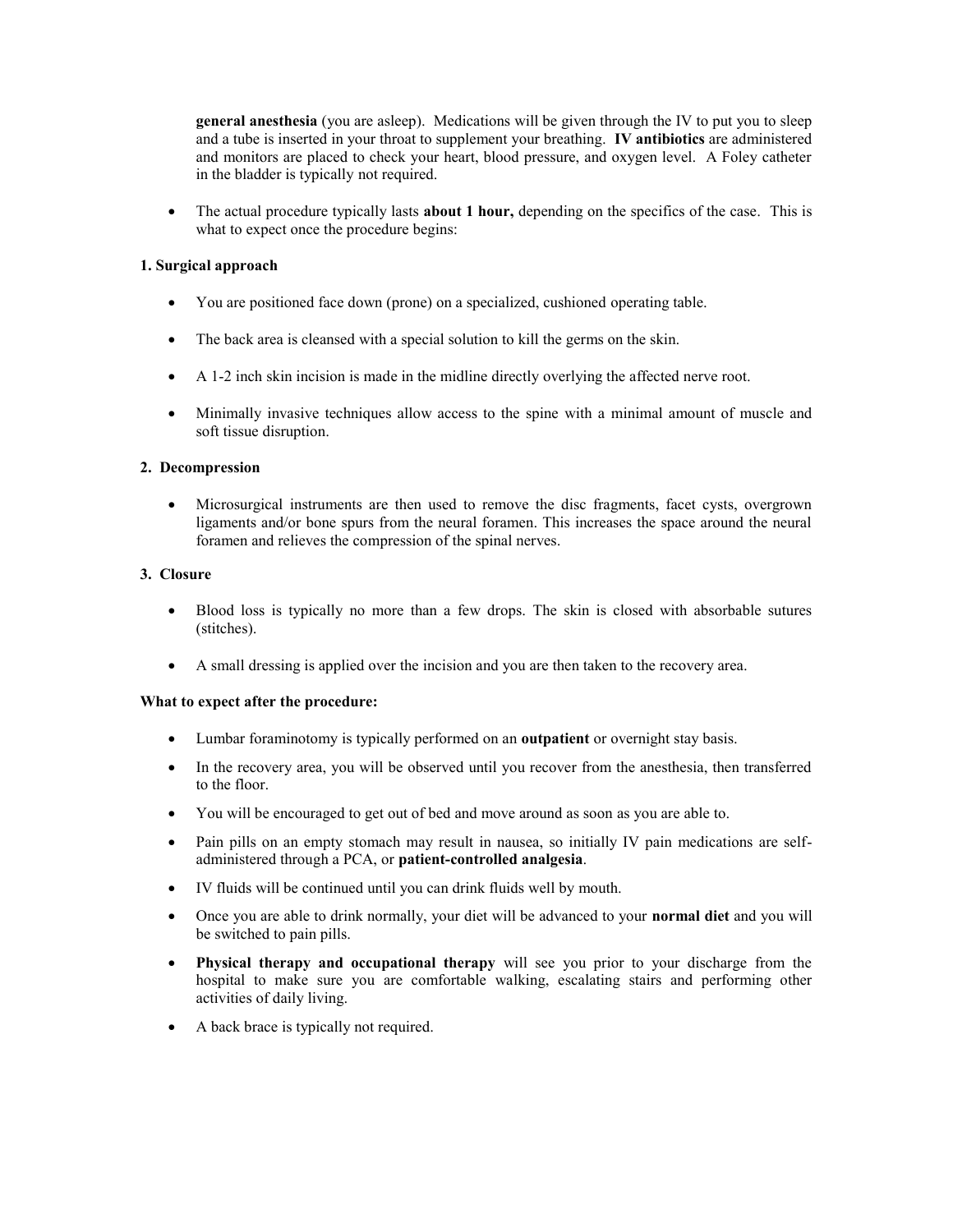**general anesthesia** (you are asleep). Medications will be given through the IV to put you to sleep and a tube is inserted in your throat to supplement your breathing. **IV antibiotics** are administered and monitors are placed to check your heart, blood pressure, and oxygen level. A Foley catheter in the bladder is typically not required.

- The actual procedure typically lasts **about 1 hour,** depending on the specifics of the case. This is what to expect once the procedure begins:

**1. Surgical approach**

- You are positioned face down (prone) on a specialized, cushioned operating table.
- The back area is cleansed with a special solution to kill the germs on the skin.
- A 1-2 inch skin incision is made in the midline directly overlying the affected nerve root.
- Minimally invasive techniques allow access to the spine with a minimal amount of muscle and soft tissue disruption.

**2. Decompression**

- Microsurgical instruments are then used to remove the disc fragments, facet cysts, overgrown ligaments and/or bone spurs from the neural foramen. This increases the space around the neural foramen and relieves the compression of the spinal nerves.

**3. Closure**

- Blood loss is typically no more than a few drops. The skin is closed with absorbable sutures (stitches).
- A small dressing is applied over the incision and you are then taken to the recovery area.

**What to expect after the procedure:**

- Lumbar foraminotomy is typically performed on an **outpatient** or overnight stay basis.
- In the recovery area, you will be observed until you recover from the anesthesia, then transferred to the floor.
- You will be encouraged to get out of bed and move around as soon as you are able to.
- Pain pills on an empty stomach may result in nausea, so initially IV pain medications are self-administered through a PCA, or **patient-controlled analgesia**.
- IV fluids will be continued until you can drink fluids well by mouth.
- Once you are able to drink normally, your diet will be advanced to your **normal diet** and you will be switched to pain pills.
- **Physical therapy and occupational therapy** will see you prior to your discharge from the hospital to make sure you are comfortable walking, escalating stairs and performing other activities of daily living.
- A back brace is typically not required.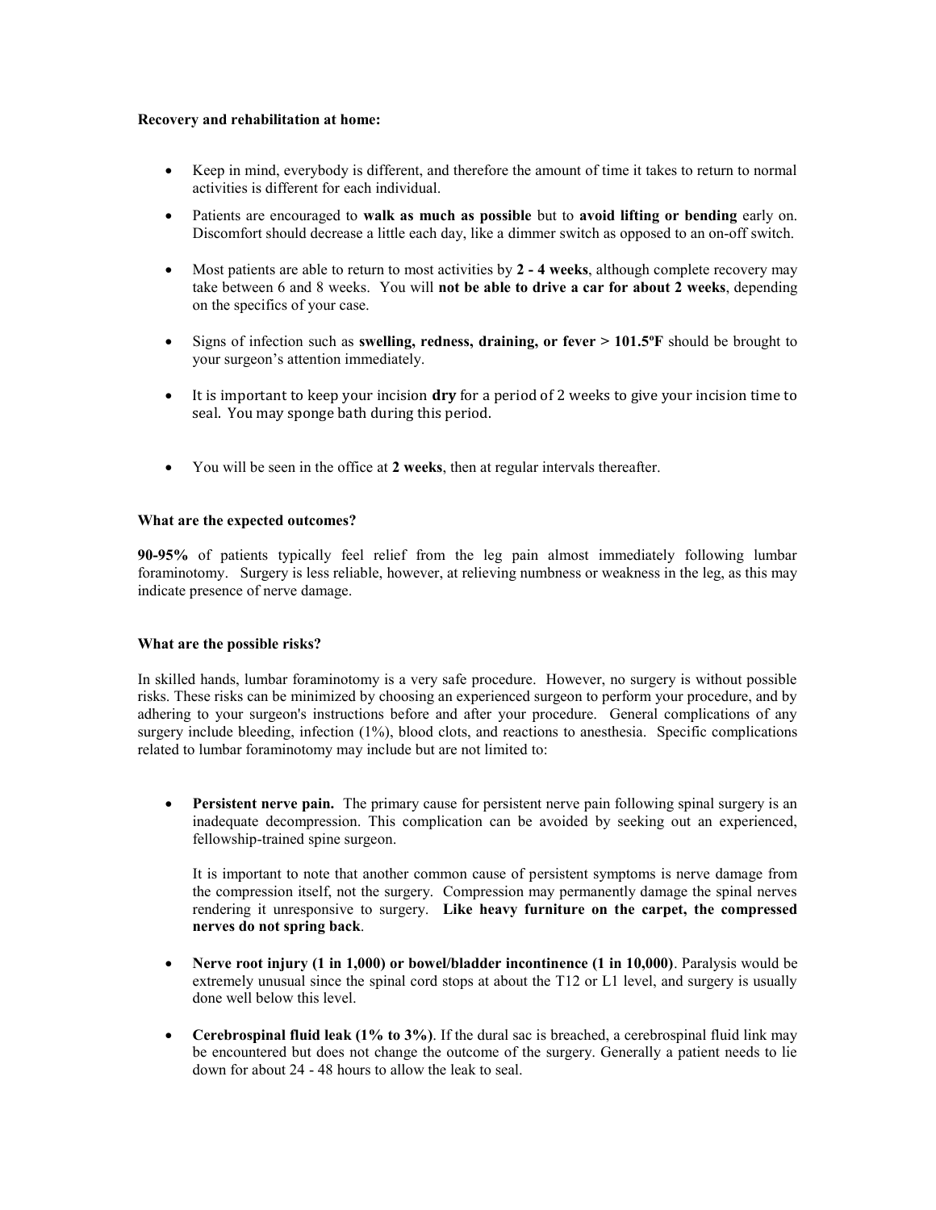**Recovery and rehabilitation at home:**

- Keep in mind, everybody is different, and therefore the amount of time it takes to return to normal activities is different for each individual.
- Patients are encouraged to **walk as much as possible** but to **avoid lifting or bending** early on. Discomfort should decrease a little each day, like a dimmer switch as opposed to an on-off switch.
- Most patients are able to return to most activities by **2 - 4 weeks**, although complete recovery may take between 6 and 8 weeks. You will **not be able to drive a car for about 2 weeks**, depending on the specifics of your case.
- Signs of infection such as **swelling, redness, draining, or fever > 101.5ºF** should be brought to your surgeon's attention immediately.
- It is important to keep your incision **dry** for a period of 2 weeks to give your incision time to seal. You may sponge bath during this period.
- You will be seen in the office at **2 weeks**, then at regular intervals thereafter.

**What are the expected outcomes?**

**90-95%** of patients typically feel relief from the leg pain almost immediately following lumbar foraminotomy. Surgery is less reliable, however, at relieving numbness or weakness in the leg, as this may indicate presence of nerve damage.

**What are the possible risks?**

In skilled hands, lumbar foraminotomy is a very safe procedure. However, no surgery is without possible risks. These risks can be minimized by choosing an experienced surgeon to perform your procedure, and by adhering to your surgeon's instructions before and after your procedure. General complications of any surgery include bleeding, infection (1%), blood clots, and reactions to anesthesia. Specific complications related to lumbar foraminotomy may include but are not limited to:

- **Persistent nerve pain.** The primary cause for persistent nerve pain following spinal surgery is an inadequate decompression. This complication can be avoided by seeking out an experienced, fellowship-trained spine surgeon.

  It is important to note that another common cause of persistent symptoms is nerve damage from the compression itself, not the surgery. Compression may permanently damage the spinal nerves rendering it unresponsive to surgery. **Like heavy furniture on the carpet, the compressed nerves do not spring back**.

- **Nerve root injury (1 in 1,000) or bowel/bladder incontinence (1 in 10,000)**. Paralysis would be extremely unusual since the spinal cord stops at about the T12 or L1 level, and surgery is usually done well below this level.
- **Cerebrospinal fluid leak (1% to 3%)**. If the dural sac is breached, a cerebrospinal fluid link may be encountered but does not change the outcome of the surgery. Generally a patient needs to lie down for about 24 - 48 hours to allow the leak to seal.